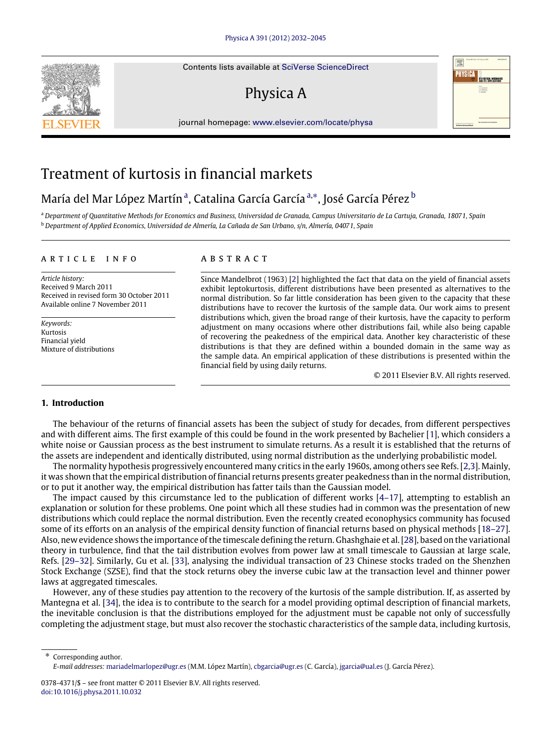# Treatment of kurtosis in financial markets

María del Mar López Martín [a], Catalina García García [a,*], José García Pérez [b]

[a] Department of Quantitative Methods for Economics and Business, Universidad de Granada, Campus Universitario de La Cartuja, Granada, 18071, Spain
[b] Department of Applied Economics, Universidad de Almería, La Cañada de San Urbano, s/n, Almería, 04071, Spain

## ARTICLE INFO

*Article history:*
Received 9 March 2011
Received in revised form 30 October 2011
Available online 7 November 2011

*Keywords:*
Kurtosis
Financial yield
Mixture of distributions

## ABSTRACT

Since Mandelbrot (1963) [2] highlighted the fact that data on the yield of financial assets exhibit leptokurtosis, different distributions have been presented as alternatives to the normal distribution. So far little consideration has been given to the capacity that these distributions have to recover the kurtosis of the sample data. Our work aims to present distributions which, given the broad range of their kurtosis, have the capacity to perform adjustment on many occasions where other distributions fail, while also being capable of recovering the peakedness of the empirical data. Another key characteristic of these distributions is that they are defined within a bounded domain in the same way as the sample data. An empirical application of these distributions is presented within the financial field by using daily returns.

© 2011 Elsevier B.V. All rights reserved.

## 1. Introduction

The behaviour of the returns of financial assets has been the subject of study for decades, from different perspectives and with different aims. The first example of this could be found in the work presented by Bachelier [1], which considers a white noise or Gaussian process as the best instrument to simulate returns. As a result it is established that the returns of the assets are independent and identically distributed, using normal distribution as the underlying probabilistic model.

The normality hypothesis progressively encountered many critics in the early 1960s, among others see Refs. [2,3]. Mainly, it was shown that the empirical distribution of financial returns presents greater peakedness than in the normal distribution, or to put it another way, the empirical distribution has fatter tails than the Gaussian model.

The impact caused by this circumstance led to the publication of different works [4–17], attempting to establish an explanation or solution for these problems. One point which all these studies had in common was the presentation of new distributions which could replace the normal distribution. Even the recently created econophysics community has focused some of its efforts on an analysis of the empirical density function of financial returns based on physical methods [18–27]. Also, new evidence shows the importance of the timescale defining the return. Ghashghaie et al. [28], based on the variational theory in turbulence, find that the tail distribution evolves from power law at small timescale to Gaussian at large scale, Refs. [29–32]. Similarly, Gu et al. [33], analysing the individual transaction of 23 Chinese stocks traded on the Shenzhen Stock Exchange (SZSE), find that the stock returns obey the inverse cubic law at the transaction level and thinner power laws at aggregated timescales.

However, any of these studies pay attention to the recovery of the kurtosis of the sample distribution. If, as asserted by Mantegna et al. [34], the idea is to contribute to the search for a model providing optimal description of financial markets, the inevitable conclusion is that the distributions employed for the adjustment must be capable not only of successfully completing the adjustment stage, but must also recover the stochastic characteristics of the sample data, including kurtosis,

* Corresponding author.
*E-mail addresses:* mariadelmarlopez@ugr.es (M.M. López Martín), cbgarcia@ugr.es (C. García), jgarcia@ual.es (J. García Pérez).

0378-4371/$ – see front matter © 2011 Elsevier B.V. All rights reserved.
doi:10.1016/j.physa.2011.10.032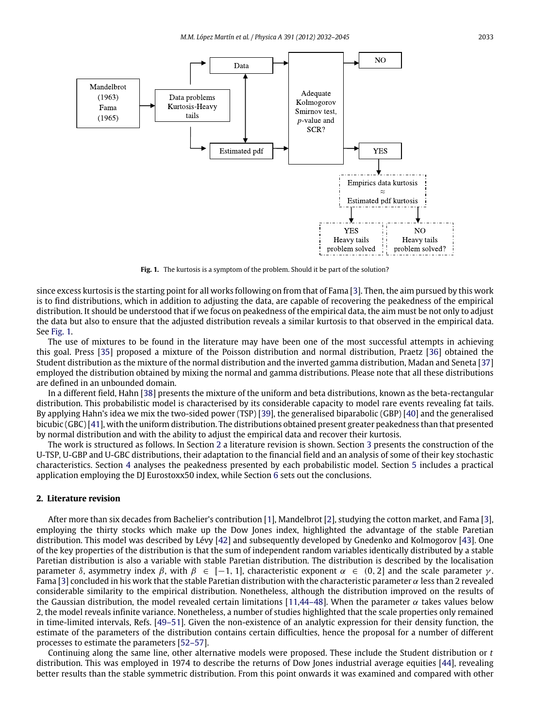Fig. 1. The kurtosis is a symptom of the problem. Should it be part of the solution?

since excess kurtosis is the starting point for all works following on from that of Fama [3]. Then, the aim pursued by this work is to find distributions, which in addition to adjusting the data, are capable of recovering the peakedness of the empirical distribution. It should be understood that if we focus on peakedness of the empirical data, the aim must be not only to adjust the data but also to ensure that the adjusted distribution reveals a similar kurtosis to that observed in the empirical data. See Fig. 1.

The use of mixtures to be found in the literature may have been one of the most successful attempts in achieving this goal. Press [35] proposed a mixture of the Poisson distribution and normal distribution, Praetz [36] obtained the Student distribution as the mixture of the normal distribution and the inverted gamma distribution, Madan and Seneta [37] employed the distribution obtained by mixing the normal and gamma distributions. Please note that all these distributions are defined in an unbounded domain.

In a different field, Hahn [38] presents the mixture of the uniform and beta distributions, known as the beta-rectangular distribution. This probabilistic model is characterised by its considerable capacity to model rare events revealing fat tails. By applying Hahn's idea we mix the two-sided power (TSP) [39], the generalised biparabolic (GBP) [40] and the generalised bicubic (GBC) [41], with the uniform distribution. The distributions obtained present greater peakedness than that presented by normal distribution and with the ability to adjust the empirical data and recover their kurtosis.

The work is structured as follows. In Section 2 a literature revision is shown. Section 3 presents the construction of the U-TSP, U-GBP and U-GBC distributions, their adaptation to the financial field and an analysis of some of their key stochastic characteristics. Section 4 analyses the peakedness presented by each probabilistic model. Section 5 includes a practical application employing the DJ Eurostoxx50 index, while Section 6 sets out the conclusions.

## 2. Literature revision

After more than six decades from Bachelier's contribution [1], Mandelbrot [2], studying the cotton market, and Fama [3], employing the thirty stocks which make up the Dow Jones index, highlighted the advantage of the stable Paretian distribution. This model was described by Lévy [42] and subsequently developed by Gnedenko and Kolmogorov [43]. One of the key properties of the distribution is that the sum of independent random variables identically distributed by a stable Paretian distribution is also a variable with stable Paretian distribution. The distribution is described by the localisation parameter $\delta$, asymmetry index $\beta$, with $\beta \in [-1, 1]$, characteristic exponent $\alpha \in (0, 2]$ and the scale parameter $\gamma$. Fama [3] concluded in his work that the stable Paretian distribution with the characteristic parameter $\alpha$ less than 2 revealed considerable similarity to the empirical distribution. Nonetheless, although the distribution improved on the results of the Gaussian distribution, the model revealed certain limitations [11,44–48]. When the parameter $\alpha$ takes values below 2, the model reveals infinite variance. Nonetheless, a number of studies highlighted that the scale properties only remained in time-limited intervals, Refs. [49–51]. Given the non-existence of an analytic expression for their density function, the estimate of the parameters of the distribution contains certain difficulties, hence the proposal for a number of different processes to estimate the parameters [52–57].

Continuing along the same line, other alternative models were proposed. These include the Student distribution or *t* distribution. This was employed in 1974 to describe the returns of Dow Jones industrial average equities [44], revealing better results than the stable symmetric distribution. From this point onwards it was examined and compared with other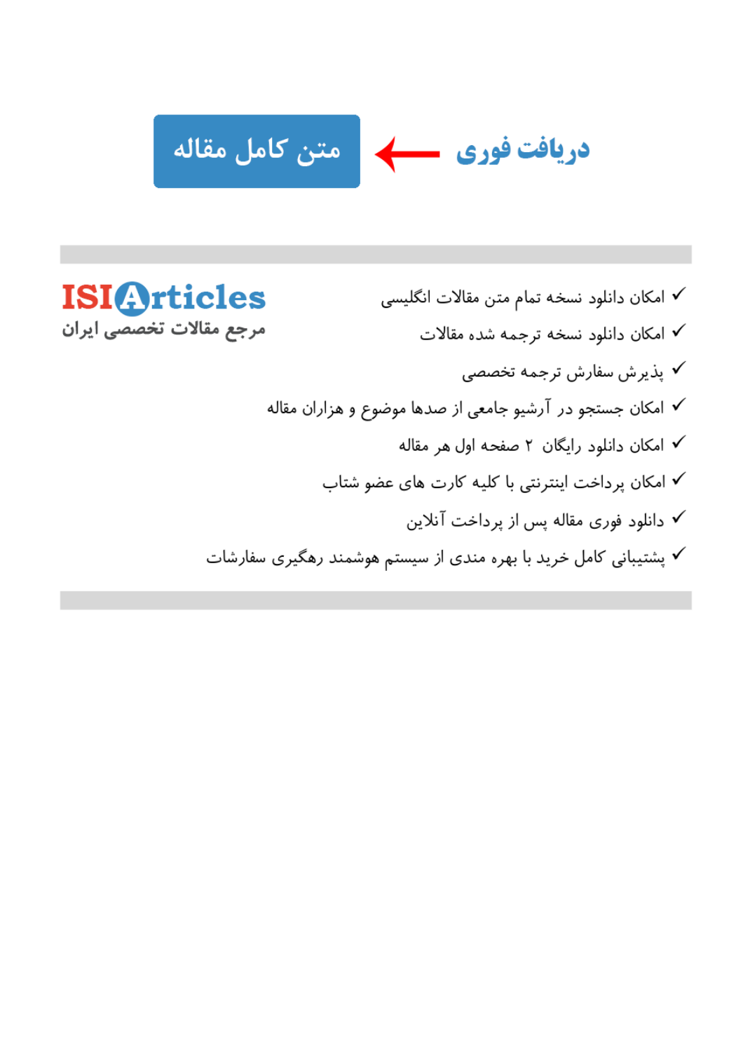دریافت فوری ← متن کامل مقاله

**ISIArticles**
مرجع مقالات تخصصی ایران

- ✓ امکان دانلود نسخه تمام متن مقالات انگلیسی
- ✓ امکان دانلود نسخه ترجمه شده مقالات
- ✓ پذیرش سفارش ترجمه تخصصی
- ✓ امکان جستجو در آرشیو جامعی از صدها موضوع و هزاران مقاله
- ✓ امکان دانلود رایگان ۲ صفحه اول هر مقاله
- ✓ امکان پرداخت اینترنتی با کلیه کارت های عضو شتاب
- ✓ دانلود فوری مقاله پس از پرداخت آنلاین
- ✓ پشتیبانی کامل خرید با بهره مندی از سیستم هوشمند رهگیری سفارشات